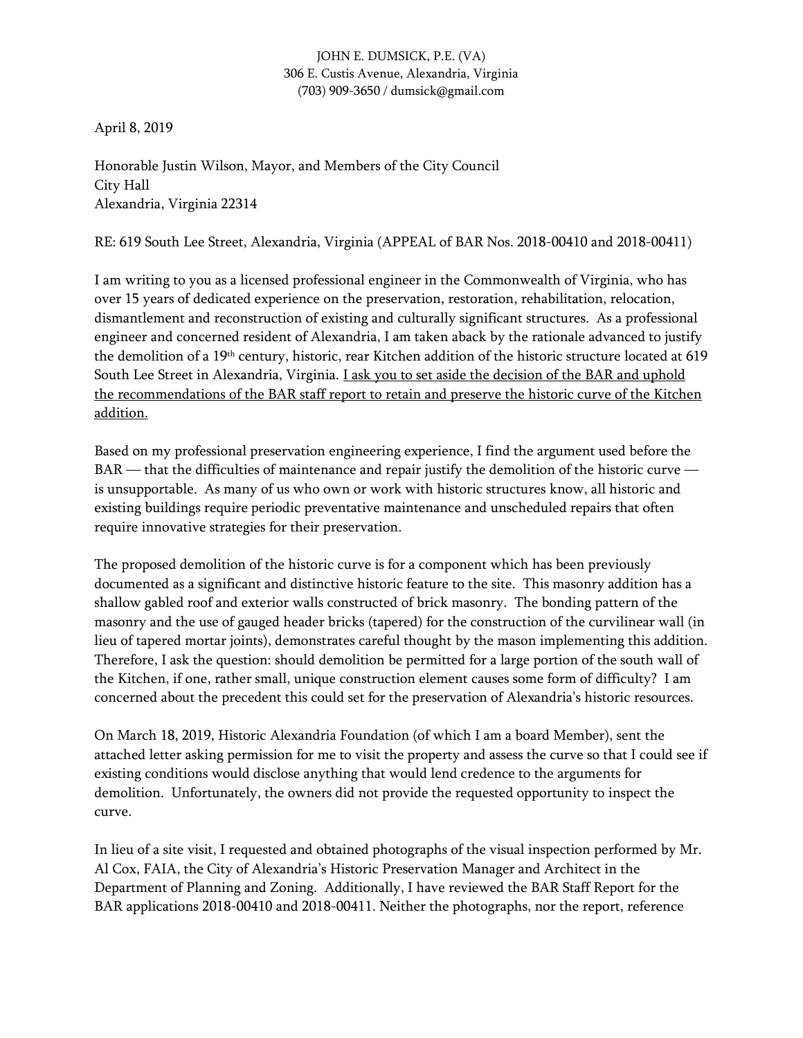JOHN E. DUMSICK, P.E. (VA)
306 E. Custis Avenue, Alexandria, Virginia
(703) 909-3650 / dumsick@gmail.com

April 8, 2019

Honorable Justin Wilson, Mayor, and Members of the City Council
City Hall
Alexandria, Virginia 22314

RE: 619 South Lee Street, Alexandria, Virginia (APPEAL of BAR Nos. 2018-00410 and 2018-00411)

I am writing to you as a licensed professional engineer in the Commonwealth of Virginia, who has over 15 years of dedicated experience on the preservation, restoration, rehabilitation, relocation, dismantlement and reconstruction of existing and culturally significant structures. As a professional engineer and concerned resident of Alexandria, I am taken aback by the rationale advanced to justify the demolition of a 19th century, historic, rear Kitchen addition of the historic structure located at 619 South Lee Street in Alexandria, Virginia. <u>I ask you to set aside the decision of the BAR and uphold the recommendations of the BAR staff report to retain and preserve the historic curve of the Kitchen addition.</u>

Based on my professional preservation engineering experience, I find the argument used before the BAR — that the difficulties of maintenance and repair justify the demolition of the historic curve — is unsupportable. As many of us who own or work with historic structures know, all historic and existing buildings require periodic preventative maintenance and unscheduled repairs that often require innovative strategies for their preservation.

The proposed demolition of the historic curve is for a component which has been previously documented as a significant and distinctive historic feature to the site. This masonry addition has a shallow gabled roof and exterior walls constructed of brick masonry. The bonding pattern of the masonry and the use of gauged header bricks (tapered) for the construction of the curvilinear wall (in lieu of tapered mortar joints), demonstrates careful thought by the mason implementing this addition. Therefore, I ask the question: should demolition be permitted for a large portion of the south wall of the Kitchen, if one, rather small, unique construction element causes some form of difficulty? I am concerned about the precedent this could set for the preservation of Alexandria's historic resources.

On March 18, 2019, Historic Alexandria Foundation (of which I am a board Member), sent the attached letter asking permission for me to visit the property and assess the curve so that I could see if existing conditions would disclose anything that would lend credence to the arguments for demolition. Unfortunately, the owners did not provide the requested opportunity to inspect the curve.

In lieu of a site visit, I requested and obtained photographs of the visual inspection performed by Mr. Al Cox, FAIA, the City of Alexandria's Historic Preservation Manager and Architect in the Department of Planning and Zoning. Additionally, I have reviewed the BAR Staff Report for the BAR applications 2018-00410 and 2018-00411. Neither the photographs, nor the report, reference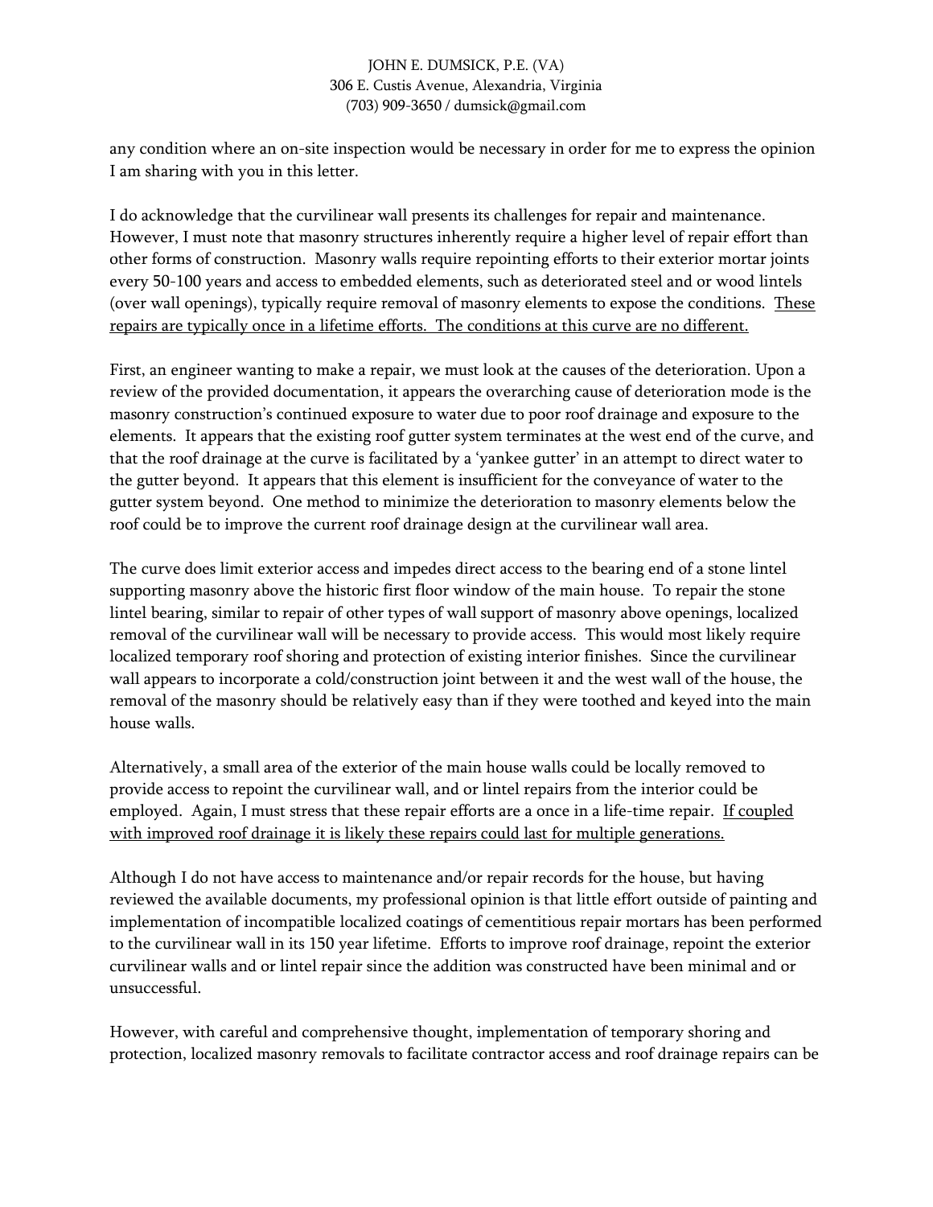any condition where an on-site inspection would be necessary in order for me to express the opinion I am sharing with you in this letter.

I do acknowledge that the curvilinear wall presents its challenges for repair and maintenance. However, I must note that masonry structures inherently require a higher level of repair effort than other forms of construction. Masonry walls require repointing efforts to their exterior mortar joints every 50-100 years and access to embedded elements, such as deteriorated steel and or wood lintels (over wall openings), typically require removal of masonry elements to expose the conditions. <u>These repairs are typically once in a lifetime efforts. The conditions at this curve are no different.</u>

First, an engineer wanting to make a repair, we must look at the causes of the deterioration. Upon a review of the provided documentation, it appears the overarching cause of deterioration mode is the masonry construction's continued exposure to water due to poor roof drainage and exposure to the elements. It appears that the existing roof gutter system terminates at the west end of the curve, and that the roof drainage at the curve is facilitated by a 'yankee gutter' in an attempt to direct water to the gutter beyond. It appears that this element is insufficient for the conveyance of water to the gutter system beyond. One method to minimize the deterioration to masonry elements below the roof could be to improve the current roof drainage design at the curvilinear wall area.

The curve does limit exterior access and impedes direct access to the bearing end of a stone lintel supporting masonry above the historic first floor window of the main house. To repair the stone lintel bearing, similar to repair of other types of wall support of masonry above openings, localized removal of the curvilinear wall will be necessary to provide access. This would most likely require localized temporary roof shoring and protection of existing interior finishes. Since the curvilinear wall appears to incorporate a cold/construction joint between it and the west wall of the house, the removal of the masonry should be relatively easy than if they were toothed and keyed into the main house walls.

Alternatively, a small area of the exterior of the main house walls could be locally removed to provide access to repoint the curvilinear wall, and or lintel repairs from the interior could be employed. Again, I must stress that these repair efforts are a once in a life-time repair. <u>If coupled with improved roof drainage it is likely these repairs could last for multiple generations.</u>

Although I do not have access to maintenance and/or repair records for the house, but having reviewed the available documents, my professional opinion is that little effort outside of painting and implementation of incompatible localized coatings of cementitious repair mortars has been performed to the curvilinear wall in its 150 year lifetime. Efforts to improve roof drainage, repoint the exterior curvilinear walls and or lintel repair since the addition was constructed have been minimal and or unsuccessful.

However, with careful and comprehensive thought, implementation of temporary shoring and protection, localized masonry removals to facilitate contractor access and roof drainage repairs can be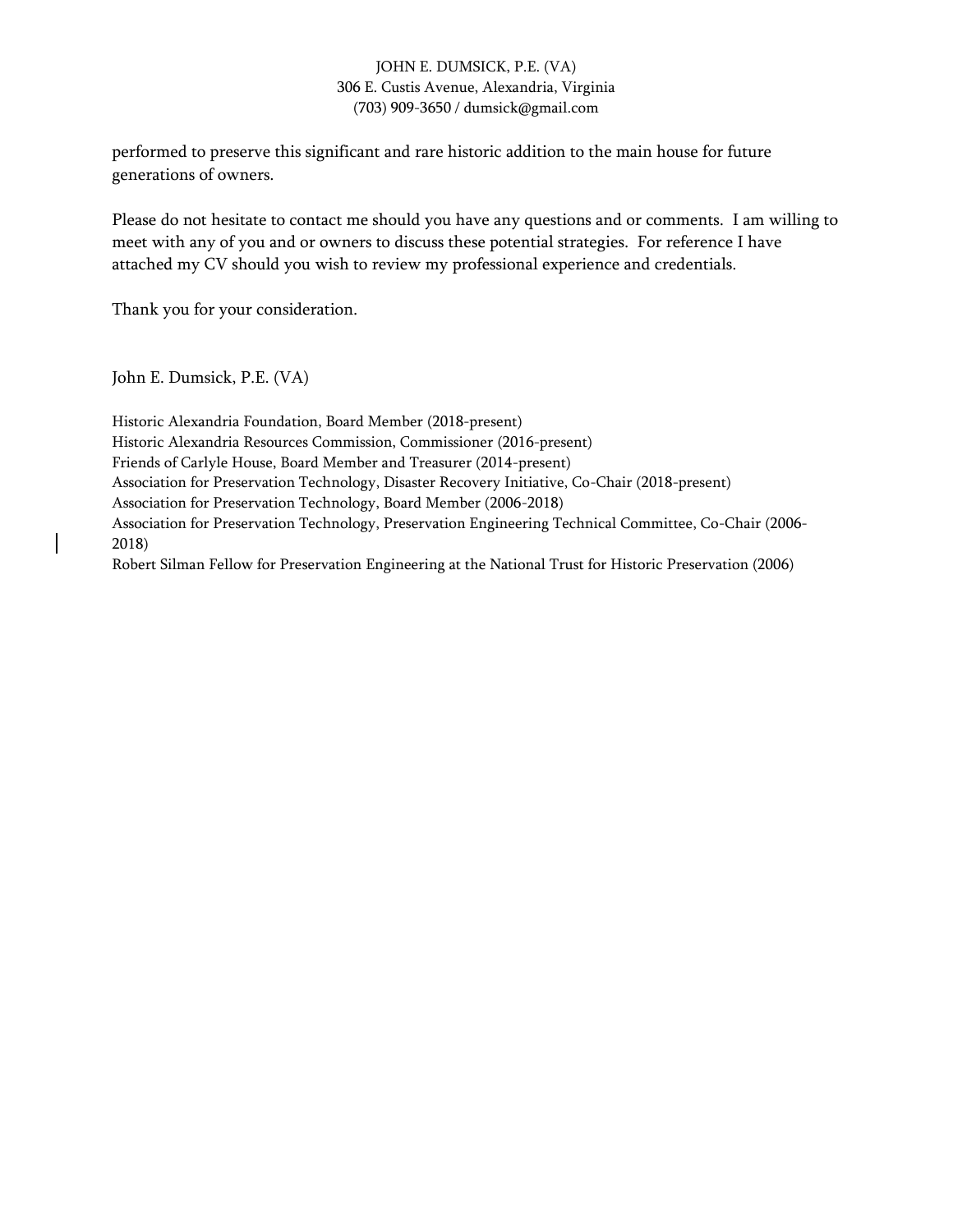performed to preserve this significant and rare historic addition to the main house for future generations of owners.

Please do not hesitate to contact me should you have any questions and or comments. I am willing to meet with any of you and or owners to discuss these potential strategies. For reference I have attached my CV should you wish to review my professional experience and credentials.

Thank you for your consideration.

John E. Dumsick, P.E. (VA)

Historic Alexandria Foundation, Board Member (2018-present)
Historic Alexandria Resources Commission, Commissioner (2016-present)
Friends of Carlyle House, Board Member and Treasurer (2014-present)
Association for Preservation Technology, Disaster Recovery Initiative, Co-Chair (2018-present)
Association for Preservation Technology, Board Member (2006-2018)
Association for Preservation Technology, Preservation Engineering Technical Committee, Co-Chair (2006-2018)
Robert Silman Fellow for Preservation Engineering at the National Trust for Historic Preservation (2006)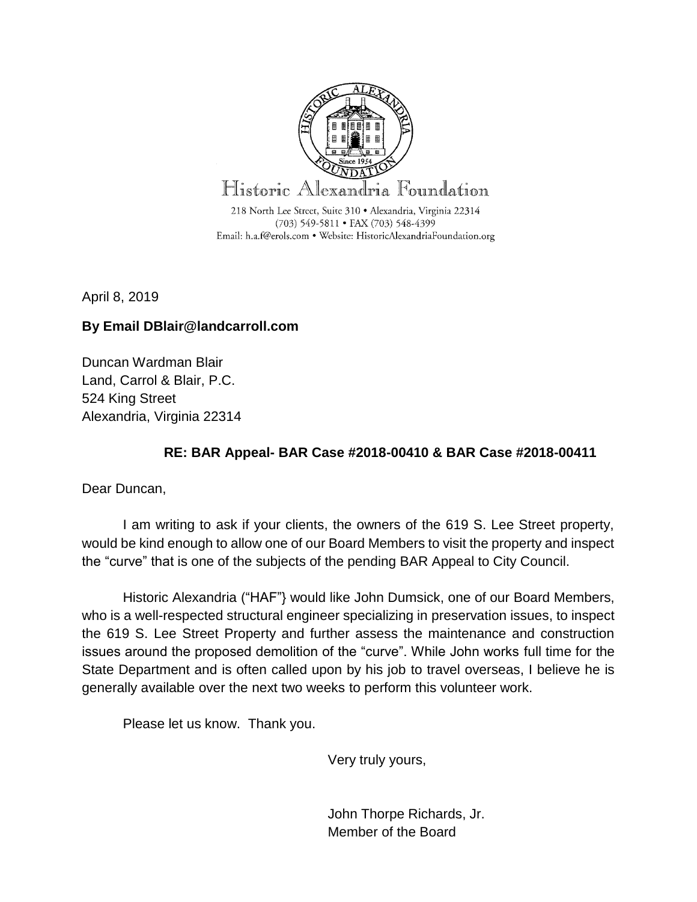Historic Alexandria Foundation

218 North Lee Street, Suite 310 • Alexandria, Virginia 22314
(703) 549-5811 • FAX (703) 548-4399
Email: h.a.f@erols.com • Website: HistoricAlexandriaFoundation.org

April 8, 2019

**By Email DBlair@landcarroll.com**

Duncan Wardman Blair
Land, Carrol & Blair, P.C.
524 King Street
Alexandria, Virginia 22314

**RE: BAR Appeal- BAR Case #2018-00410 & BAR Case #2018-00411**

Dear Duncan,

I am writing to ask if your clients, the owners of the 619 S. Lee Street property, would be kind enough to allow one of our Board Members to visit the property and inspect the "curve" that is one of the subjects of the pending BAR Appeal to City Council.

Historic Alexandria ("HAF"} would like John Dumsick, one of our Board Members, who is a well-respected structural engineer specializing in preservation issues, to inspect the 619 S. Lee Street Property and further assess the maintenance and construction issues around the proposed demolition of the "curve". While John works full time for the State Department and is often called upon by his job to travel overseas, I believe he is generally available over the next two weeks to perform this volunteer work.

Please let us know. Thank you.

Very truly yours,

John Thorpe Richards, Jr.
Member of the Board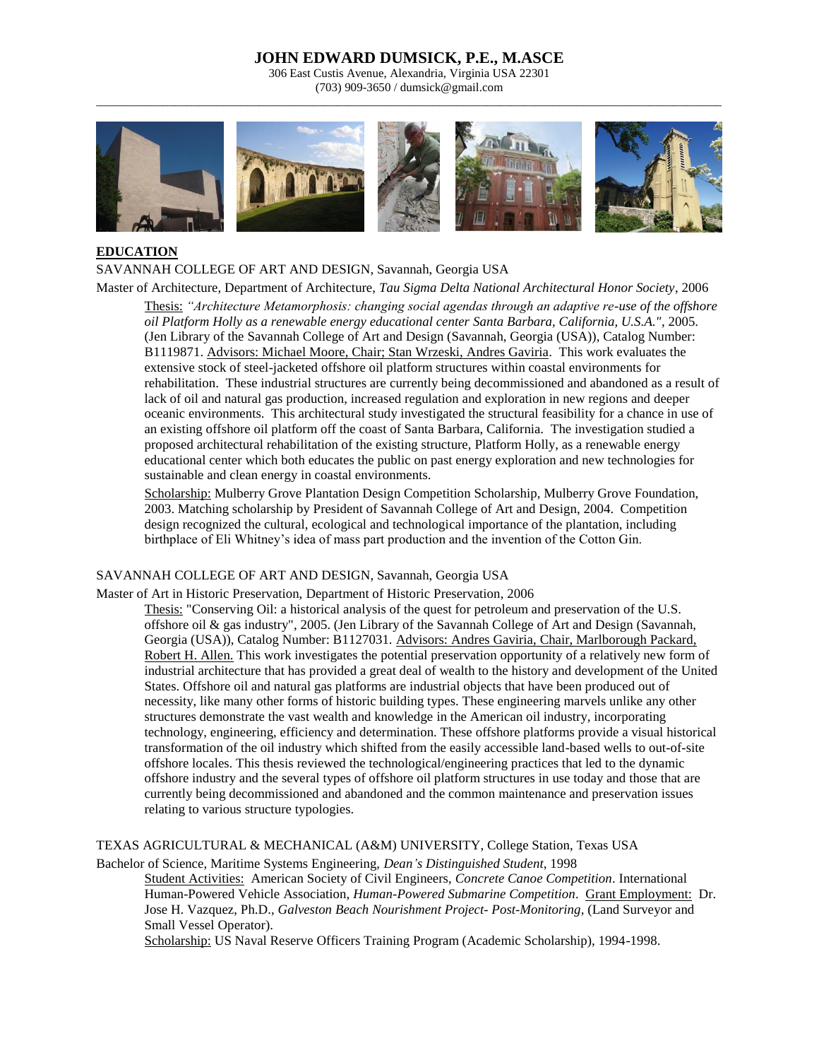# JOHN EDWARD DUMSICK, P.E., M.ASCE

306 East Custis Avenue, Alexandria, Virginia USA 22301
(703) 909-3650 / dumsick@gmail.com

## EDUCATION

SAVANNAH COLLEGE OF ART AND DESIGN, Savannah, Georgia USA

Master of Architecture, Department of Architecture, *Tau Sigma Delta National Architectural Honor Society*, 2006

Thesis: *"Architecture Metamorphosis: changing social agendas through an adaptive re-use of the offshore oil Platform Holly as a renewable energy educational center Santa Barbara, California, U.S.A."*, 2005. (Jen Library of the Savannah College of Art and Design (Savannah, Georgia (USA)), Catalog Number: B1119871. Advisors: Michael Moore, Chair; Stan Wrzeski, Andres Gaviria. This work evaluates the extensive stock of steel-jacketed offshore oil platform structures within coastal environments for rehabilitation. These industrial structures are currently being decommissioned and abandoned as a result of lack of oil and natural gas production, increased regulation and exploration in new regions and deeper oceanic environments. This architectural study investigated the structural feasibility for a chance in use of an existing offshore oil platform off the coast of Santa Barbara, California. The investigation studied a proposed architectural rehabilitation of the existing structure, Platform Holly, as a renewable energy educational center which both educates the public on past energy exploration and new technologies for sustainable and clean energy in coastal environments.

Scholarship: Mulberry Grove Plantation Design Competition Scholarship, Mulberry Grove Foundation, 2003. Matching scholarship by President of Savannah College of Art and Design, 2004. Competition design recognized the cultural, ecological and technological importance of the plantation, including birthplace of Eli Whitney's idea of mass part production and the invention of the Cotton Gin.

SAVANNAH COLLEGE OF ART AND DESIGN, Savannah, Georgia USA

Master of Art in Historic Preservation, Department of Historic Preservation, 2006

Thesis: "Conserving Oil: a historical analysis of the quest for petroleum and preservation of the U.S. offshore oil & gas industry", 2005. (Jen Library of the Savannah College of Art and Design (Savannah, Georgia (USA)), Catalog Number: B1127031. Advisors: Andres Gaviria, Chair, Marlborough Packard, Robert H. Allen. This work investigates the potential preservation opportunity of a relatively new form of industrial architecture that has provided a great deal of wealth to the history and development of the United States. Offshore oil and natural gas platforms are industrial objects that have been produced out of necessity, like many other forms of historic building types. These engineering marvels unlike any other structures demonstrate the vast wealth and knowledge in the American oil industry, incorporating technology, engineering, efficiency and determination. These offshore platforms provide a visual historical transformation of the oil industry which shifted from the easily accessible land-based wells to out-of-site offshore locales. This thesis reviewed the technological/engineering practices that led to the dynamic offshore industry and the several types of offshore oil platform structures in use today and those that are currently being decommissioned and abandoned and the common maintenance and preservation issues relating to various structure typologies.

TEXAS AGRICULTURAL & MECHANICAL (A&M) UNIVERSITY, College Station, Texas USA

Bachelor of Science, Maritime Systems Engineering, *Dean's Distinguished Student*, 1998

Student Activities: American Society of Civil Engineers, *Concrete Canoe Competition*. International Human-Powered Vehicle Association, *Human-Powered Submarine Competition*. Grant Employment: Dr. Jose H. Vazquez, Ph.D., *Galveston Beach Nourishment Project- Post-Monitoring*, (Land Surveyor and Small Vessel Operator).

Scholarship: US Naval Reserve Officers Training Program (Academic Scholarship), 1994-1998.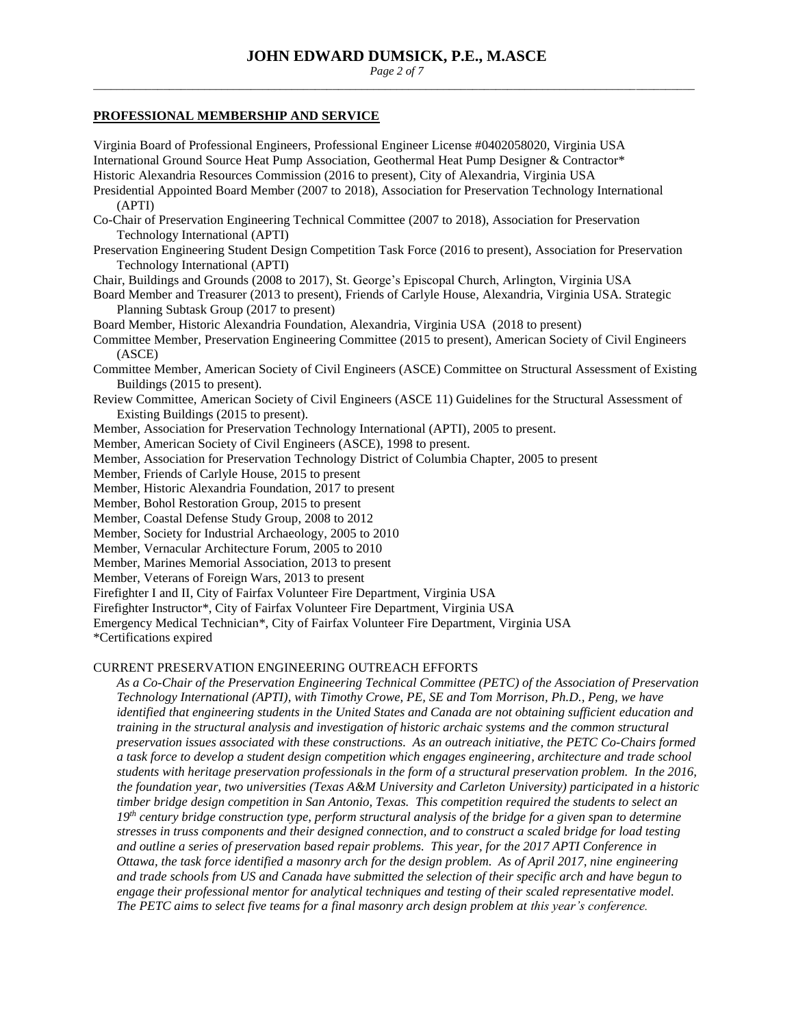## PROFESSIONAL MEMBERSHIP AND SERVICE

Virginia Board of Professional Engineers, Professional Engineer License #0402058020, Virginia USA
International Ground Source Heat Pump Association, Geothermal Heat Pump Designer & Contractor*
Historic Alexandria Resources Commission (2016 to present), City of Alexandria, Virginia USA
Presidential Appointed Board Member (2007 to 2018), Association for Preservation Technology International (APTI)
Co-Chair of Preservation Engineering Technical Committee (2007 to 2018), Association for Preservation Technology International (APTI)
Preservation Engineering Student Design Competition Task Force (2016 to present), Association for Preservation Technology International (APTI)
Chair, Buildings and Grounds (2008 to 2017), St. George's Episcopal Church, Arlington, Virginia USA
Board Member and Treasurer (2013 to present), Friends of Carlyle House, Alexandria, Virginia USA. Strategic Planning Subtask Group (2017 to present)
Board Member, Historic Alexandria Foundation, Alexandria, Virginia USA (2018 to present)
Committee Member, Preservation Engineering Committee (2015 to present), American Society of Civil Engineers (ASCE)
Committee Member, American Society of Civil Engineers (ASCE) Committee on Structural Assessment of Existing Buildings (2015 to present).
Review Committee, American Society of Civil Engineers (ASCE 11) Guidelines for the Structural Assessment of Existing Buildings (2015 to present).
Member, Association for Preservation Technology International (APTI), 2005 to present.
Member, American Society of Civil Engineers (ASCE), 1998 to present.
Member, Association for Preservation Technology District of Columbia Chapter, 2005 to present
Member, Friends of Carlyle House, 2015 to present
Member, Historic Alexandria Foundation, 2017 to present
Member, Bohol Restoration Group, 2015 to present
Member, Coastal Defense Study Group, 2008 to 2012
Member, Society for Industrial Archaeology, 2005 to 2010
Member, Vernacular Architecture Forum, 2005 to 2010
Member, Marines Memorial Association, 2013 to present
Member, Veterans of Foreign Wars, 2013 to present
Firefighter I and II, City of Fairfax Volunteer Fire Department, Virginia USA
Firefighter Instructor*, City of Fairfax Volunteer Fire Department, Virginia USA
Emergency Medical Technician*, City of Fairfax Volunteer Fire Department, Virginia USA
*Certifications expired

CURRENT PRESERVATION ENGINEERING OUTREACH EFFORTS

*As a Co-Chair of the Preservation Engineering Technical Committee (PETC) of the Association of Preservation Technology International (APTI), with Timothy Crowe, PE, SE and Tom Morrison, Ph.D., Peng, we have identified that engineering students in the United States and Canada are not obtaining sufficient education and training in the structural analysis and investigation of historic archaic systems and the common structural preservation issues associated with these constructions. As an outreach initiative, the PETC Co-Chairs formed a task force to develop a student design competition which engages engineering, architecture and trade school students with heritage preservation professionals in the form of a structural preservation problem. In the 2016, the foundation year, two universities (Texas A&M University and Carleton University) participated in a historic timber bridge design competition in San Antonio, Texas. This competition required the students to select an 19th century bridge construction type, perform structural analysis of the bridge for a given span to determine stresses in truss components and their designed connection, and to construct a scaled bridge for load testing and outline a series of preservation based repair problems. This year, for the 2017 APTI Conference in Ottawa, the task force identified a masonry arch for the design problem. As of April 2017, nine engineering and trade schools from US and Canada have submitted the selection of their specific arch and have begun to engage their professional mentor for analytical techniques and testing of their scaled representative model. The PETC aims to select five teams for a final masonry arch design problem at this year's conference.*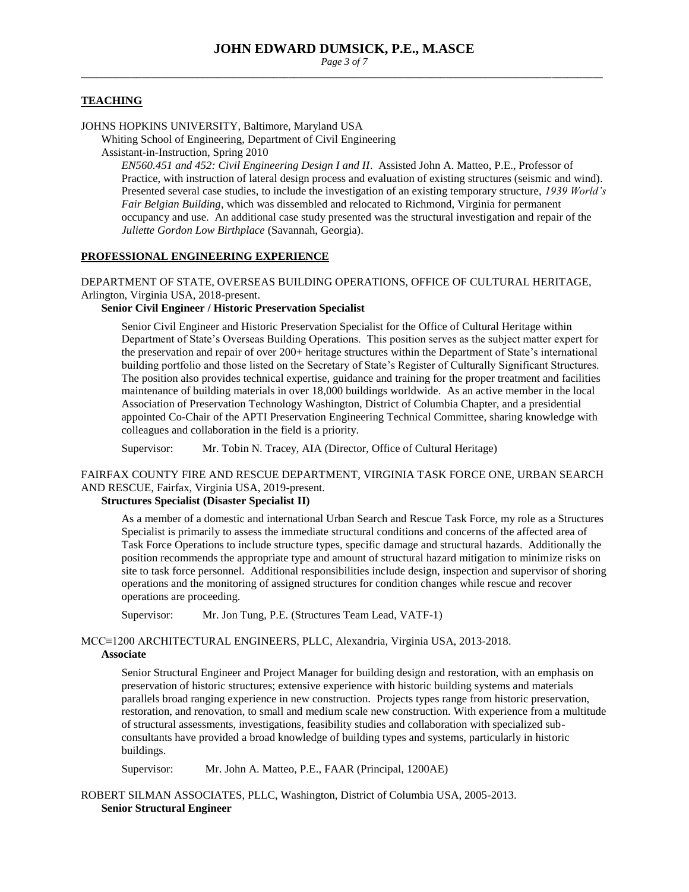## **TEACHING**

JOHNS HOPKINS UNIVERSITY, Baltimore, Maryland USA

Whiting School of Engineering, Department of Civil Engineering

Assistant-in-Instruction, Spring 2010

*EN560.451 and 452: Civil Engineering Design I and II*. Assisted John A. Matteo, P.E., Professor of Practice, with instruction of lateral design process and evaluation of existing structures (seismic and wind). Presented several case studies, to include the investigation of an existing temporary structure, *1939 World's Fair Belgian Building*, which was dissembled and relocated to Richmond, Virginia for permanent occupancy and use. An additional case study presented was the structural investigation and repair of the *Juliette Gordon Low Birthplace* (Savannah, Georgia).

## **PROFESSIONAL ENGINEERING EXPERIENCE**

DEPARTMENT OF STATE, OVERSEAS BUILDING OPERATIONS, OFFICE OF CULTURAL HERITAGE, Arlington, Virginia USA, 2018-present.

**Senior Civil Engineer / Historic Preservation Specialist**

Senior Civil Engineer and Historic Preservation Specialist for the Office of Cultural Heritage within Department of State's Overseas Building Operations. This position serves as the subject matter expert for the preservation and repair of over 200+ heritage structures within the Department of State's international building portfolio and those listed on the Secretary of State's Register of Culturally Significant Structures. The position also provides technical expertise, guidance and training for the proper treatment and facilities maintenance of building materials in over 18,000 buildings worldwide. As an active member in the local Association of Preservation Technology Washington, District of Columbia Chapter, and a presidential appointed Co-Chair of the APTI Preservation Engineering Technical Committee, sharing knowledge with colleagues and collaboration in the field is a priority.

Supervisor: Mr. Tobin N. Tracey, AIA (Director, Office of Cultural Heritage)

FAIRFAX COUNTY FIRE AND RESCUE DEPARTMENT, VIRGINIA TASK FORCE ONE, URBAN SEARCH AND RESCUE, Fairfax, Virginia USA, 2019-present.

**Structures Specialist (Disaster Specialist II)**

As a member of a domestic and international Urban Search and Rescue Task Force, my role as a Structures Specialist is primarily to assess the immediate structural conditions and concerns of the affected area of Task Force Operations to include structure types, specific damage and structural hazards. Additionally the position recommends the appropriate type and amount of structural hazard mitigation to minimize risks on site to task force personnel. Additional responsibilities include design, inspection and supervisor of shoring operations and the monitoring of assigned structures for condition changes while rescue and recover operations are proceeding.

Supervisor: Mr. Jon Tung, P.E. (Structures Team Lead, VATF-1)

MCC≡1200 ARCHITECTURAL ENGINEERS, PLLC, Alexandria, Virginia USA, 2013-2018.

**Associate**

Senior Structural Engineer and Project Manager for building design and restoration, with an emphasis on preservation of historic structures; extensive experience with historic building systems and materials parallels broad ranging experience in new construction. Projects types range from historic preservation, restoration, and renovation, to small and medium scale new construction. With experience from a multitude of structural assessments, investigations, feasibility studies and collaboration with specialized sub-consultants have provided a broad knowledge of building types and systems, particularly in historic buildings.

Supervisor: Mr. John A. Matteo, P.E., FAAR (Principal, 1200AE)

ROBERT SILMAN ASSOCIATES, PLLC, Washington, District of Columbia USA, 2005-2013.

**Senior Structural Engineer**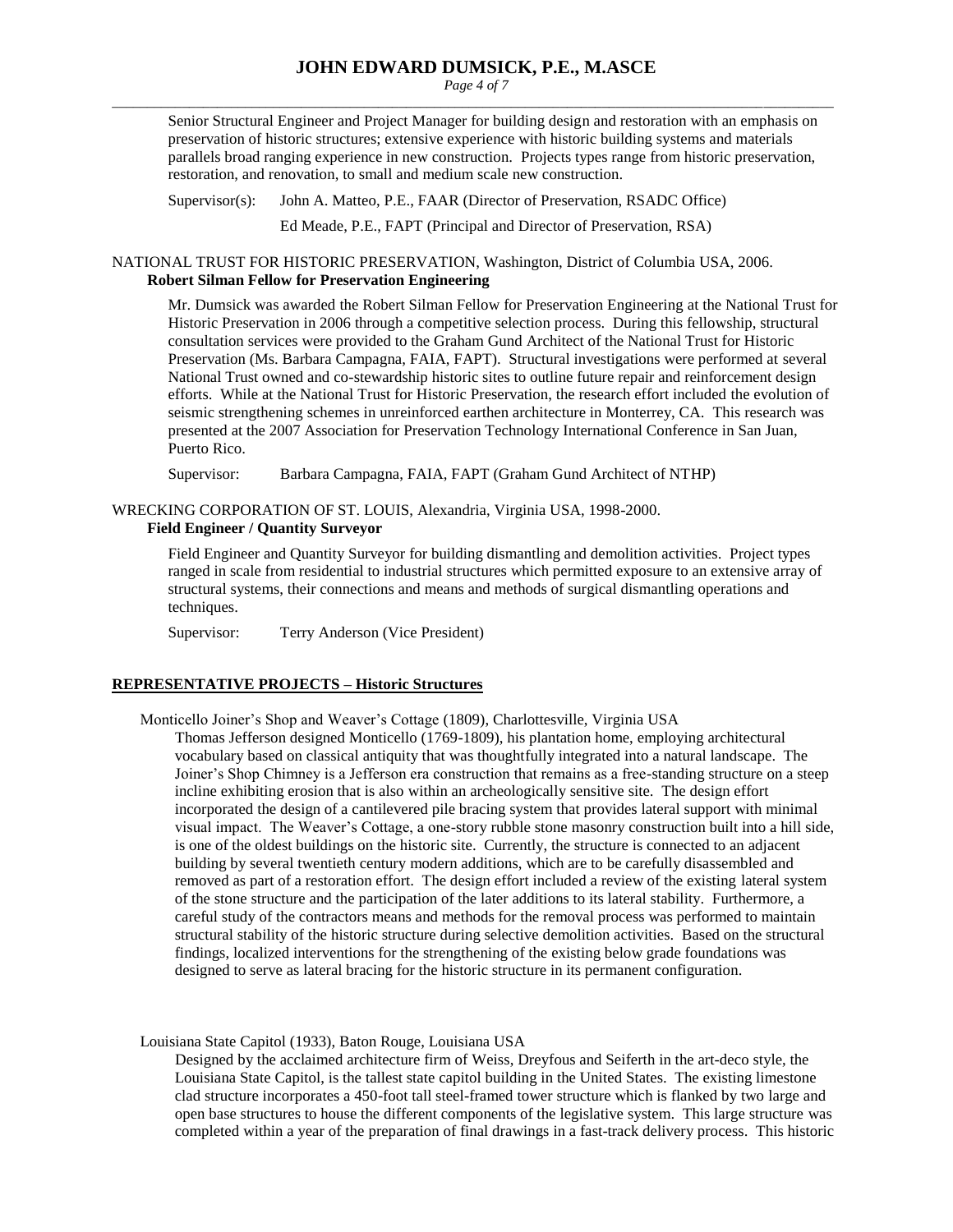Senior Structural Engineer and Project Manager for building design and restoration with an emphasis on preservation of historic structures; extensive experience with historic building systems and materials parallels broad ranging experience in new construction. Projects types range from historic preservation, restoration, and renovation, to small and medium scale new construction.

Supervisor(s): John A. Matteo, P.E., FAAR (Director of Preservation, RSADC Office)

Ed Meade, P.E., FAPT (Principal and Director of Preservation, RSA)

NATIONAL TRUST FOR HISTORIC PRESERVATION, Washington, District of Columbia USA, 2006.
**Robert Silman Fellow for Preservation Engineering**

Mr. Dumsick was awarded the Robert Silman Fellow for Preservation Engineering at the National Trust for Historic Preservation in 2006 through a competitive selection process. During this fellowship, structural consultation services were provided to the Graham Gund Architect of the National Trust for Historic Preservation (Ms. Barbara Campagna, FAIA, FAPT). Structural investigations were performed at several National Trust owned and co-stewardship historic sites to outline future repair and reinforcement design efforts. While at the National Trust for Historic Preservation, the research effort included the evolution of seismic strengthening schemes in unreinforced earthen architecture in Monterrey, CA. This research was presented at the 2007 Association for Preservation Technology International Conference in San Juan, Puerto Rico.

Supervisor: Barbara Campagna, FAIA, FAPT (Graham Gund Architect of NTHP)

WRECKING CORPORATION OF ST. LOUIS, Alexandria, Virginia USA, 1998-2000.
**Field Engineer / Quantity Surveyor**

Field Engineer and Quantity Surveyor for building dismantling and demolition activities. Project types ranged in scale from residential to industrial structures which permitted exposure to an extensive array of structural systems, their connections and means and methods of surgical dismantling operations and techniques.

Supervisor: Terry Anderson (Vice President)

## REPRESENTATIVE PROJECTS – Historic Structures

Monticello Joiner's Shop and Weaver's Cottage (1809), Charlottesville, Virginia USA

Thomas Jefferson designed Monticello (1769-1809), his plantation home, employing architectural vocabulary based on classical antiquity that was thoughtfully integrated into a natural landscape. The Joiner's Shop Chimney is a Jefferson era construction that remains as a free-standing structure on a steep incline exhibiting erosion that is also within an archeologically sensitive site. The design effort incorporated the design of a cantilevered pile bracing system that provides lateral support with minimal visual impact. The Weaver's Cottage, a one-story rubble stone masonry construction built into a hill side, is one of the oldest buildings on the historic site. Currently, the structure is connected to an adjacent building by several twentieth century modern additions, which are to be carefully disassembled and removed as part of a restoration effort. The design effort included a review of the existing lateral system of the stone structure and the participation of the later additions to its lateral stability. Furthermore, a careful study of the contractors means and methods for the removal process was performed to maintain structural stability of the historic structure during selective demolition activities. Based on the structural findings, localized interventions for the strengthening of the existing below grade foundations was designed to serve as lateral bracing for the historic structure in its permanent configuration.

Louisiana State Capitol (1933), Baton Rouge, Louisiana USA

Designed by the acclaimed architecture firm of Weiss, Dreyfous and Seiferth in the art-deco style, the Louisiana State Capitol, is the tallest state capitol building in the United States. The existing limestone clad structure incorporates a 450-foot tall steel-framed tower structure which is flanked by two large and open base structures to house the different components of the legislative system. This large structure was completed within a year of the preparation of final drawings in a fast-track delivery process. This historic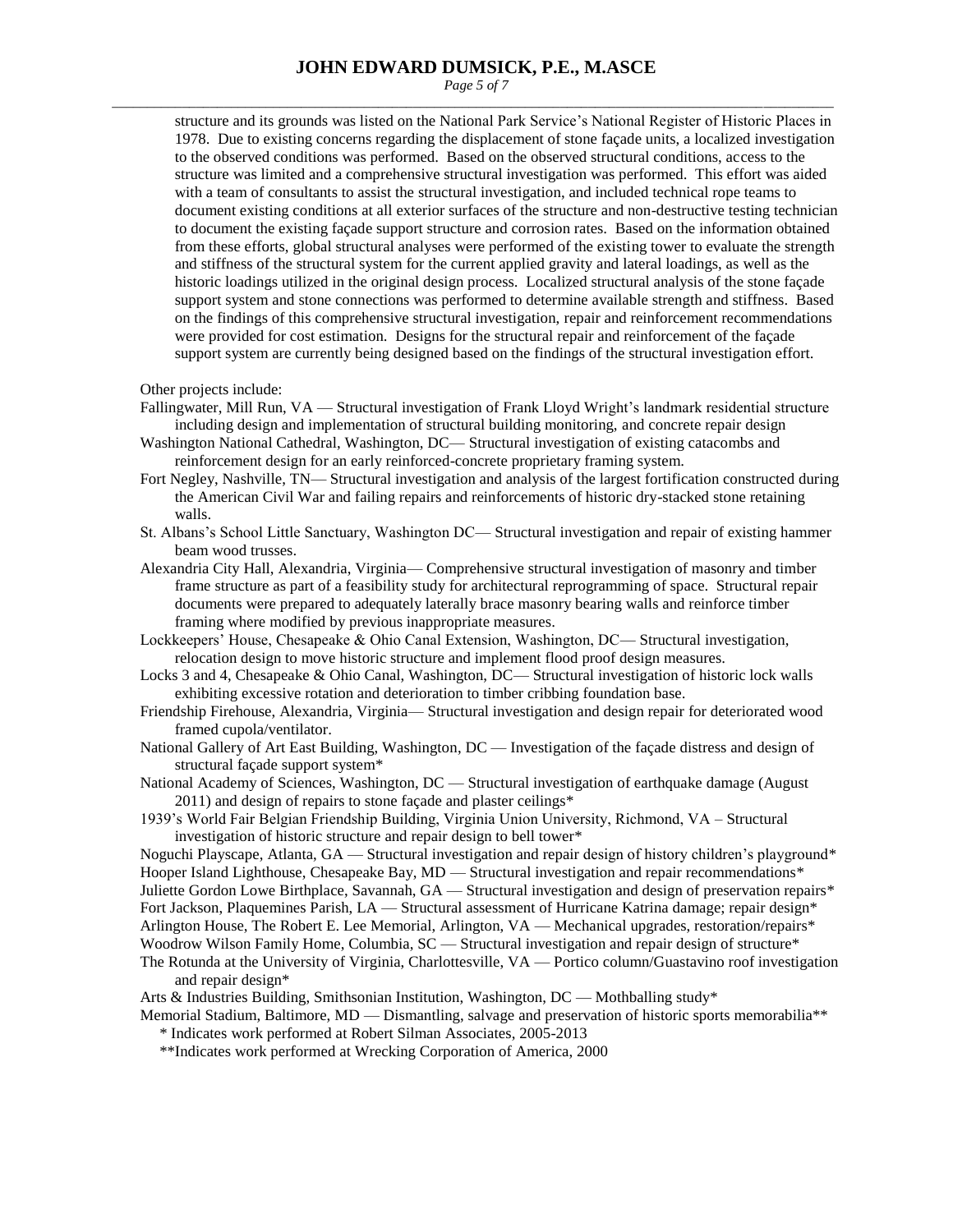structure and its grounds was listed on the National Park Service's National Register of Historic Places in 1978. Due to existing concerns regarding the displacement of stone façade units, a localized investigation to the observed conditions was performed. Based on the observed structural conditions, access to the structure was limited and a comprehensive structural investigation was performed. This effort was aided with a team of consultants to assist the structural investigation, and included technical rope teams to document existing conditions at all exterior surfaces of the structure and non-destructive testing technician to document the existing façade support structure and corrosion rates. Based on the information obtained from these efforts, global structural analyses were performed of the existing tower to evaluate the strength and stiffness of the structural system for the current applied gravity and lateral loadings, as well as the historic loadings utilized in the original design process. Localized structural analysis of the stone façade support system and stone connections was performed to determine available strength and stiffness. Based on the findings of this comprehensive structural investigation, repair and reinforcement recommendations were provided for cost estimation. Designs for the structural repair and reinforcement of the façade support system are currently being designed based on the findings of the structural investigation effort.

Other projects include:

Fallingwater, Mill Run, VA — Structural investigation of Frank Lloyd Wright's landmark residential structure including design and implementation of structural building monitoring, and concrete repair design

Washington National Cathedral, Washington, DC— Structural investigation of existing catacombs and reinforcement design for an early reinforced-concrete proprietary framing system.

Fort Negley, Nashville, TN— Structural investigation and analysis of the largest fortification constructed during the American Civil War and failing repairs and reinforcements of historic dry-stacked stone retaining walls.

St. Albans's School Little Sanctuary, Washington DC— Structural investigation and repair of existing hammer beam wood trusses.

Alexandria City Hall, Alexandria, Virginia— Comprehensive structural investigation of masonry and timber frame structure as part of a feasibility study for architectural reprogramming of space. Structural repair documents were prepared to adequately laterally brace masonry bearing walls and reinforce timber framing where modified by previous inappropriate measures.

Lockkeepers' House, Chesapeake & Ohio Canal Extension, Washington, DC— Structural investigation, relocation design to move historic structure and implement flood proof design measures.

Locks 3 and 4, Chesapeake & Ohio Canal, Washington, DC— Structural investigation of historic lock walls exhibiting excessive rotation and deterioration to timber cribbing foundation base.

Friendship Firehouse, Alexandria, Virginia— Structural investigation and design repair for deteriorated wood framed cupola/ventilator.

National Gallery of Art East Building, Washington, DC — Investigation of the façade distress and design of structural façade support system*

National Academy of Sciences, Washington, DC — Structural investigation of earthquake damage (August 2011) and design of repairs to stone façade and plaster ceilings*

1939's World Fair Belgian Friendship Building, Virginia Union University, Richmond, VA – Structural investigation of historic structure and repair design to bell tower*

Noguchi Playscape, Atlanta, GA — Structural investigation and repair design of history children's playground*

Hooper Island Lighthouse, Chesapeake Bay, MD — Structural investigation and repair recommendations*

Juliette Gordon Lowe Birthplace, Savannah, GA — Structural investigation and design of preservation repairs*

Fort Jackson, Plaquemines Parish, LA — Structural assessment of Hurricane Katrina damage; repair design*

Arlington House, The Robert E. Lee Memorial, Arlington, VA — Mechanical upgrades, restoration/repairs*

Woodrow Wilson Family Home, Columbia, SC — Structural investigation and repair design of structure*

The Rotunda at the University of Virginia, Charlottesville, VA — Portico column/Guastavino roof investigation and repair design*

Arts & Industries Building, Smithsonian Institution, Washington, DC — Mothballing study*

Memorial Stadium, Baltimore, MD — Dismantling, salvage and preservation of historic sports memorabilia**

\* Indicates work performed at Robert Silman Associates, 2005-2013

\*\*Indicates work performed at Wrecking Corporation of America, 2000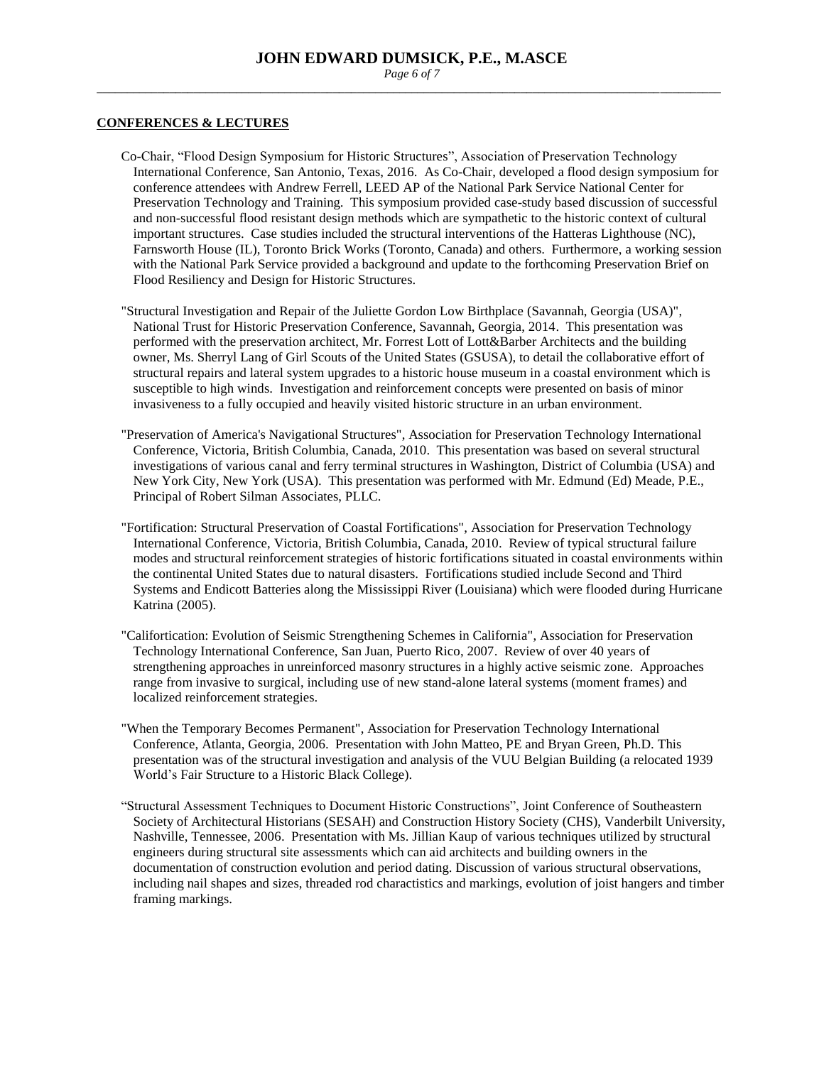## CONFERENCES & LECTURES

Co-Chair, "Flood Design Symposium for Historic Structures", Association of Preservation Technology International Conference, San Antonio, Texas, 2016. As Co-Chair, developed a flood design symposium for conference attendees with Andrew Ferrell, LEED AP of the National Park Service National Center for Preservation Technology and Training. This symposium provided case-study based discussion of successful and non-successful flood resistant design methods which are sympathetic to the historic context of cultural important structures. Case studies included the structural interventions of the Hatteras Lighthouse (NC), Farnsworth House (IL), Toronto Brick Works (Toronto, Canada) and others. Furthermore, a working session with the National Park Service provided a background and update to the forthcoming Preservation Brief on Flood Resiliency and Design for Historic Structures.

"Structural Investigation and Repair of the Juliette Gordon Low Birthplace (Savannah, Georgia (USA)", National Trust for Historic Preservation Conference, Savannah, Georgia, 2014. This presentation was performed with the preservation architect, Mr. Forrest Lott of Lott&Barber Architects and the building owner, Ms. Sherryl Lang of Girl Scouts of the United States (GSUSA), to detail the collaborative effort of structural repairs and lateral system upgrades to a historic house museum in a coastal environment which is susceptible to high winds. Investigation and reinforcement concepts were presented on basis of minor invasiveness to a fully occupied and heavily visited historic structure in an urban environment.

"Preservation of America's Navigational Structures", Association for Preservation Technology International Conference, Victoria, British Columbia, Canada, 2010. This presentation was based on several structural investigations of various canal and ferry terminal structures in Washington, District of Columbia (USA) and New York City, New York (USA). This presentation was performed with Mr. Edmund (Ed) Meade, P.E., Principal of Robert Silman Associates, PLLC.

"Fortification: Structural Preservation of Coastal Fortifications", Association for Preservation Technology International Conference, Victoria, British Columbia, Canada, 2010. Review of typical structural failure modes and structural reinforcement strategies of historic fortifications situated in coastal environments within the continental United States due to natural disasters. Fortifications studied include Second and Third Systems and Endicott Batteries along the Mississippi River (Louisiana) which were flooded during Hurricane Katrina (2005).

"Califortication: Evolution of Seismic Strengthening Schemes in California", Association for Preservation Technology International Conference, San Juan, Puerto Rico, 2007. Review of over 40 years of strengthening approaches in unreinforced masonry structures in a highly active seismic zone. Approaches range from invasive to surgical, including use of new stand-alone lateral systems (moment frames) and localized reinforcement strategies.

"When the Temporary Becomes Permanent", Association for Preservation Technology International Conference, Atlanta, Georgia, 2006. Presentation with John Matteo, PE and Bryan Green, Ph.D. This presentation was of the structural investigation and analysis of the VUU Belgian Building (a relocated 1939 World's Fair Structure to a Historic Black College).

"Structural Assessment Techniques to Document Historic Constructions", Joint Conference of Southeastern Society of Architectural Historians (SESAH) and Construction History Society (CHS), Vanderbilt University, Nashville, Tennessee, 2006. Presentation with Ms. Jillian Kaup of various techniques utilized by structural engineers during structural site assessments which can aid architects and building owners in the documentation of construction evolution and period dating. Discussion of various structural observations, including nail shapes and sizes, threaded rod charactistics and markings, evolution of joist hangers and timber framing markings.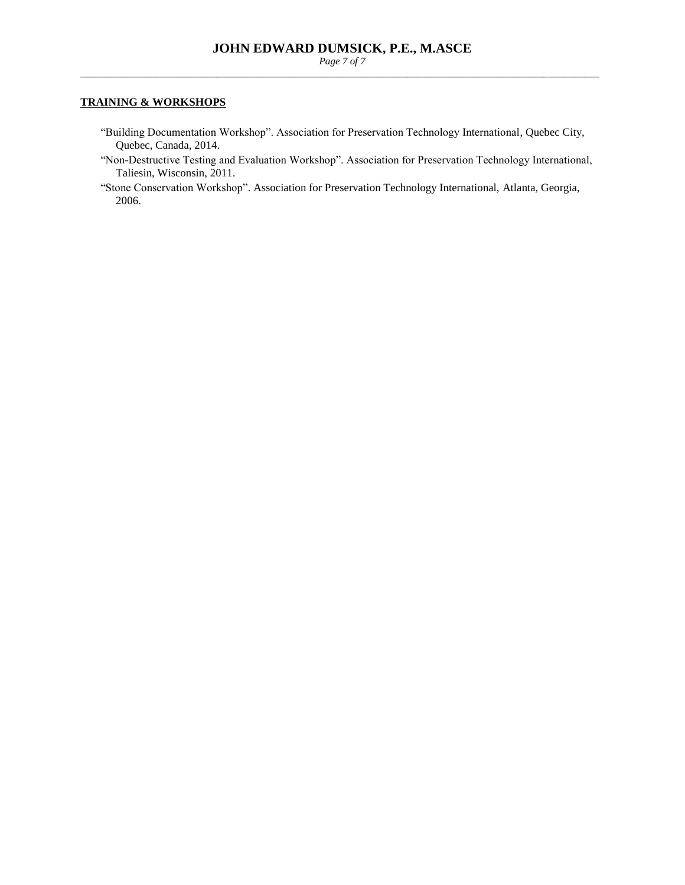## TRAINING & WORKSHOPS

"Building Documentation Workshop". Association for Preservation Technology International, Quebec City, Quebec, Canada, 2014.

"Non-Destructive Testing and Evaluation Workshop". Association for Preservation Technology International, Taliesin, Wisconsin, 2011.

"Stone Conservation Workshop". Association for Preservation Technology International, Atlanta, Georgia, 2006.